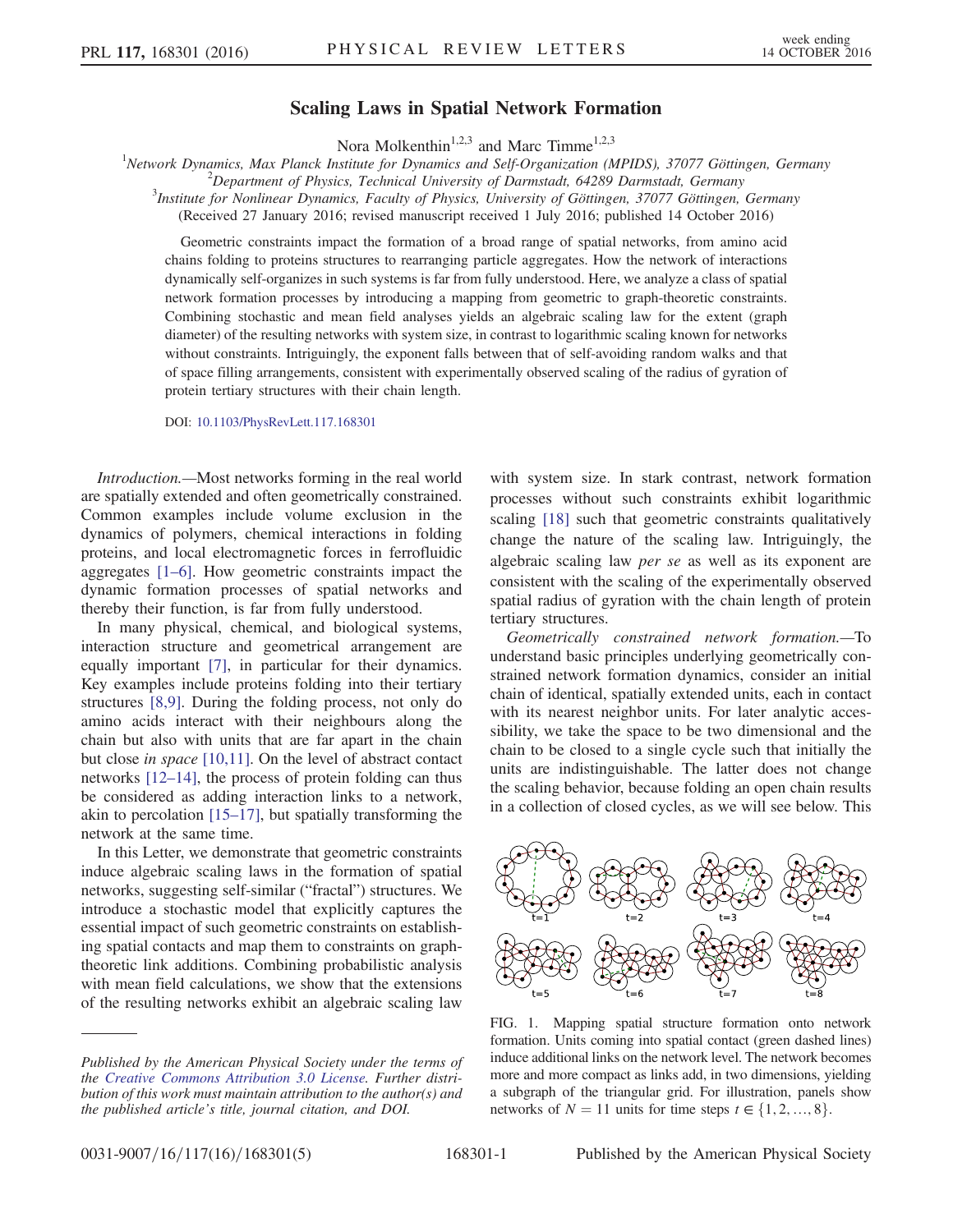# Scaling Laws in Spatial Network Formation

Nora Molkenthin[1,2,3] and Marc Timme[1,2,3]

[1]Network Dynamics, Max Planck Institute for Dynamics and Self-Organization (MPIDS), 37077 Göttingen, Germany
[2]Department of Physics, Technical University of Darmstadt, 64289 Darmstadt, Germany
[3]Institute for Nonlinear Dynamics, Faculty of Physics, University of Göttingen, 37077 Göttingen, Germany

(Received 27 January 2016; revised manuscript received 1 July 2016; published 14 October 2016)

Geometric constraints impact the formation of a broad range of spatial networks, from amino acid chains folding to proteins structures to rearranging particle aggregates. How the network of interactions dynamically self-organizes in such systems is far from fully understood. Here, we analyze a class of spatial network formation processes by introducing a mapping from geometric to graph-theoretic constraints. Combining stochastic and mean field analyses yields an algebraic scaling law for the extent (graph diameter) of the resulting networks with system size, in contrast to logarithmic scaling known for networks without constraints. Intriguingly, the exponent falls between that of self-avoiding random walks and that of space filling arrangements, consistent with experimentally observed scaling of the radius of gyration of protein tertiary structures with their chain length.

DOI: 10.1103/PhysRevLett.117.168301

*Introduction.*—Most networks forming in the real world are spatially extended and often geometrically constrained. Common examples include volume exclusion in the dynamics of polymers, chemical interactions in folding proteins, and local electromagnetic forces in ferrofluidic aggregates [1–6]. How geometric constraints impact the dynamic formation processes of spatial networks and thereby their function, is far from fully understood.

In many physical, chemical, and biological systems, interaction structure and geometrical arrangement are equally important [7], in particular for their dynamics. Key examples include proteins folding into their tertiary structures [8,9]. During the folding process, not only do amino acids interact with their neighbours along the chain but also with units that are far apart in the chain but close *in space* [10,11]. On the level of abstract contact networks [12–14], the process of protein folding can thus be considered as adding interaction links to a network, akin to percolation [15–17], but spatially transforming the network at the same time.

In this Letter, we demonstrate that geometric constraints induce algebraic scaling laws in the formation of spatial networks, suggesting self-similar ("fractal") structures. We introduce a stochastic model that explicitly captures the essential impact of such geometric constraints on establishing spatial contacts and map them to constraints on graph-theoretic link additions. Combining probabilistic analysis with mean field calculations, we show that the extensions of the resulting networks exhibit an algebraic scaling law with system size. In stark contrast, network formation processes without such constraints exhibit logarithmic scaling [18] such that geometric constraints qualitatively change the nature of the scaling law. Intriguingly, the algebraic scaling law *per se* as well as its exponent are consistent with the scaling of the experimentally observed spatial radius of gyration with the chain length of protein tertiary structures.

*Geometrically constrained network formation.*—To understand basic principles underlying geometrically constrained network formation dynamics, consider an initial chain of identical, spatially extended units, each in contact with its nearest neighbor units. For later analytic accessibility, we take the space to be two dimensional and the chain to be closed to a single cycle such that initially the units are indistinguishable. The latter does not change the scaling behavior, because folding an open chain results in a collection of closed cycles, as we will see below. This

FIG. 1. Mapping spatial structure formation onto network formation. Units coming into spatial contact (green dashed lines) induce additional links on the network level. The network becomes more and more compact as links add, in two dimensions, yielding a subgraph of the triangular grid. For illustration, panels show networks of $N = 11$ units for time steps $t \in \{1, 2, \ldots, 8\}$.

---

*Published by the American Physical Society under the terms of the Creative Commons Attribution 3.0 License. Further distribution of this work must maintain attribution to the author(s) and the published article's title, journal citation, and DOI.*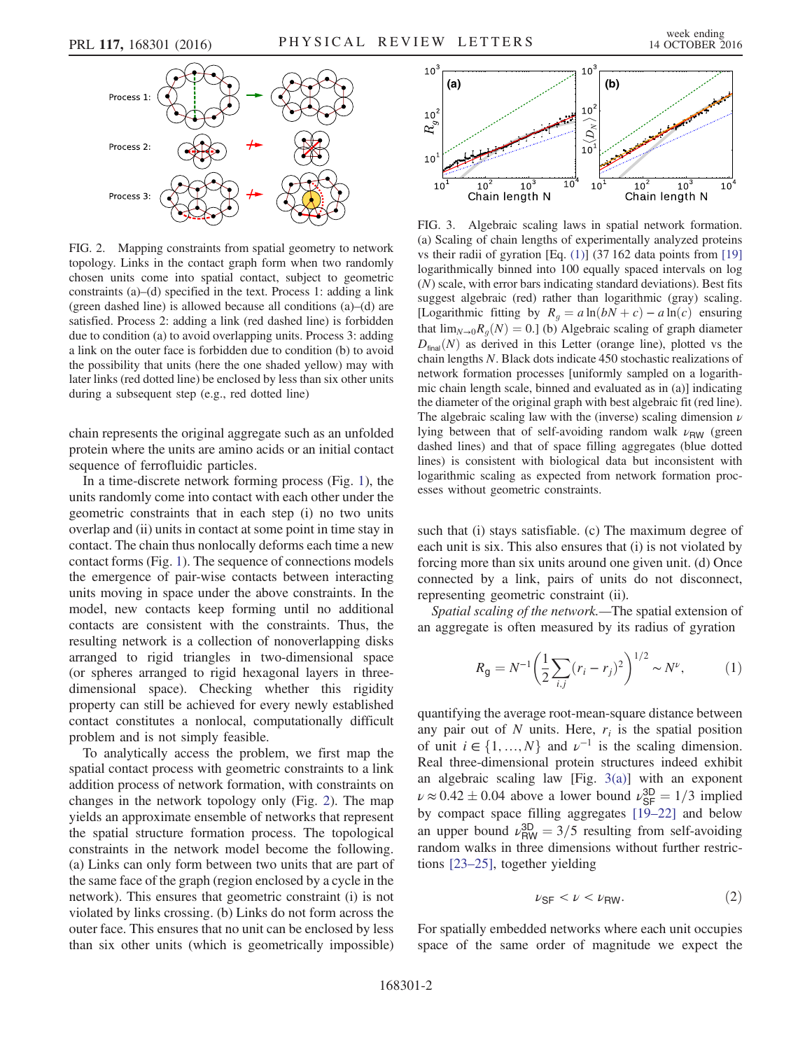Process 1:

Process 2:

Process 3:

FIG. 2. Mapping constraints from spatial geometry to network topology. Links in the contact graph form when two randomly chosen units come into spatial contact, subject to geometric constraints (a)–(d) specified in the text. Process 1: adding a link (green dashed line) is allowed because all conditions (a)–(d) are satisfied. Process 2: adding a link (red dashed line) is forbidden due to condition (a) to avoid overlapping units. Process 3: adding a link on the outer face is forbidden due to condition (b) to avoid the possibility that units (here the one shaded yellow) may with later links (red dotted line) be enclosed by less than six other units during a subsequent step (e.g., red dotted line)

(a)

$R_g$

$10^1$ $10^2$ $10^3$

$10^1$ $10^2$ $10^3$ $10^4$

Chain length N

(b)

$\langle D_N \rangle$

$10^1$ $10^2$ $10^3$

$10^1$ $10^2$ $10^3$ $10^4$

Chain length N

FIG. 3. Algebraic scaling laws in spatial network formation. (a) Scaling of chain lengths of experimentally analyzed proteins vs their radii of gyration [Eq. (1)] (37 162 data points from [19] logarithmically binned into 100 equally spaced intervals on log (N) scale, with error bars indicating standard deviations). Best fits suggest algebraic (red) rather than logarithmic (gray) scaling. [Logarithmic fitting by $R_g = a\ln(bN + c) - a\ln(c)$ ensuring that $\lim_{N\to 0} R_g(N) = 0$.] (b) Algebraic scaling of graph diameter $D_{\text{final}}(N)$ as derived in this Letter (orange line), plotted vs the chain lengths $N$. Black dots indicate 450 stochastic realizations of network formation processes [uniformly sampled on a logarithmic chain length scale, binned and evaluated as in (a)] indicating the diameter of the original graph with best algebraic fit (red line). The algebraic scaling law with the (inverse) scaling dimension $\nu$ lying between that of self-avoiding random walk $\nu_{\text{RW}}$ (green dashed lines) and that of space filling aggregates (blue dotted lines) is consistent with biological data but inconsistent with logarithmic scaling as expected from network formation processes without geometric constraints.

chain represents the original aggregate such as an unfolded protein where the units are amino acids or an initial contact sequence of ferrofluidic particles.

In a time-discrete network forming process (Fig. 1), the units randomly come into contact with each other under the geometric constraints that in each step (i) no two units overlap and (ii) units in contact at some point in time stay in contact. The chain thus nonlocally deforms each time a new contact forms (Fig. 1). The sequence of connections models the emergence of pair-wise contacts between interacting units moving in space under the above constraints. In the model, new contacts keep forming until no additional contacts are consistent with the constraints. Thus, the resulting network is a collection of nonoverlapping disks arranged to rigid triangles in two-dimensional space (or spheres arranged to rigid hexagonal layers in three-dimensional space). Checking whether this rigidity property can still be achieved for every newly established contact constitutes a nonlocal, computationally difficult problem and is not simply feasible.

To analytically access the problem, we first map the spatial contact process with geometric constraints to a link addition process of network formation, with constraints on changes in the network topology only (Fig. 2). The map yields an approximate ensemble of networks that represent the spatial structure formation process. The topological constraints in the network model become the following. (a) Links can only form between two units that are part of the same face of the graph (region enclosed by a cycle in the network). This ensures that geometric constraint (i) is not violated by links crossing. (b) Links do not form across the outer face. This ensures that no unit can be enclosed by less than six other units (which is geometrically impossible) such that (i) stays satisfiable. (c) The maximum degree of each unit is six. This also ensures that (i) is not violated by forcing more than six units around one given unit. (d) Once connected by a link, pairs of units do not disconnect, representing geometric constraint (ii).

*Spatial scaling of the network.*—The spatial extension of an aggregate is often measured by its radius of gyration

$$R_{\text{g}} = N^{-1}\left(\frac{1}{2}\sum_{i,j}(r_i - r_j)^2\right)^{1/2} \sim N^{\nu}, \tag{1}$$

quantifying the average root-mean-square distance between any pair out of $N$ units. Here, $r_i$ is the spatial position of unit $i \in \{1,\ldots,N\}$ and $\nu^{-1}$ is the scaling dimension. Real three-dimensional protein structures indeed exhibit an algebraic scaling law [Fig. 3(a)] with an exponent $\nu \approx 0.42 \pm 0.04$ above a lower bound $\nu_{\text{SF}}^{\text{3D}} = 1/3$ implied by compact space filling aggregates [19–22] and below an upper bound $\nu_{\text{RW}}^{\text{3D}} = 3/5$ resulting from self-avoiding random walks in three dimensions without further restrictions [23–25], together yielding

$$\nu_{\text{SF}} < \nu < \nu_{\text{RW}}. \tag{2}$$

For spatially embedded networks where each unit occupies space of the same order of magnitude we expect the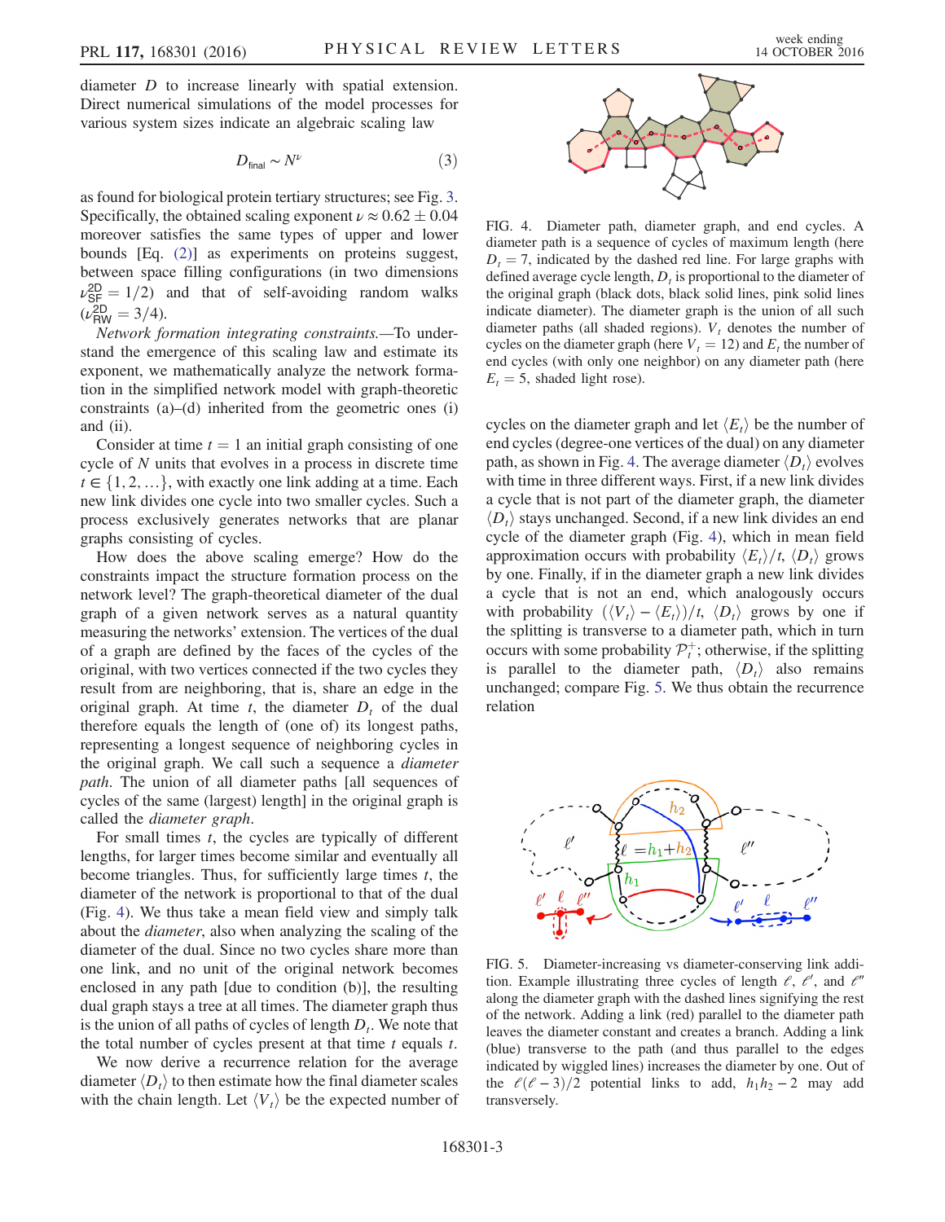diameter $D$ to increase linearly with spatial extension. Direct numerical simulations of the model processes for various system sizes indicate an algebraic scaling law

$$D_{\text{final}} \sim N^{\nu} \tag{3}$$

as found for biological protein tertiary structures; see Fig. 3. Specifically, the obtained scaling exponent $\nu \approx 0.62 \pm 0.04$ moreover satisfies the same types of upper and lower bounds [Eq. (2)] as experiments on proteins suggest, between space filling configurations (in two dimensions $\nu_{\text{SF}}^{\text{2D}} = 1/2$) and that of self-avoiding random walks ($\nu_{\text{RW}}^{\text{2D}} = 3/4$).

*Network formation integrating constraints.*—To understand the emergence of this scaling law and estimate its exponent, we mathematically analyze the network formation in the simplified network model with graph-theoretic constraints (a)–(d) inherited from the geometric ones (i) and (ii).

Consider at time $t = 1$ an initial graph consisting of one cycle of $N$ units that evolves in a process in discrete time $t \in \{1, 2, \ldots\}$, with exactly one link adding at a time. Each new link divides one cycle into two smaller cycles. Such a process exclusively generates networks that are planar graphs consisting of cycles.

How does the above scaling emerge? How do the constraints impact the structure formation process on the network level? The graph-theoretical diameter of the dual graph of a given network serves as a natural quantity measuring the networks' extension. The vertices of the dual of a graph are defined by the faces of the cycles of the original, with two vertices connected if the two cycles they result from are neighboring, that is, share an edge in the original graph. At time $t$, the diameter $D_t$ of the dual therefore equals the length of (one of) its longest paths, representing a longest sequence of neighboring cycles in the original graph. We call such a sequence a *diameter path*. The union of all diameter paths [all sequences of cycles of the same (largest) length] in the original graph is called the *diameter graph*.

For small times $t$, the cycles are typically of different lengths, for larger times become similar and eventually all become triangles. Thus, for sufficiently large times $t$, the diameter of the network is proportional to that of the dual (Fig. 4). We thus take a mean field view and simply talk about the *diameter*, also when analyzing the scaling of the diameter of the dual. Since no two cycles share more than one link, and no unit of the original network becomes enclosed in any path [due to condition (b)], the resulting dual graph stays a tree at all times. The diameter graph thus is the union of all paths of cycles of length $D_t$. We note that the total number of cycles present at that time $t$ equals $t$.

We now derive a recurrence relation for the average diameter $\langle D_t \rangle$ to then estimate how the final diameter scales with the chain length. Let $\langle V_t \rangle$ be the expected number of

FIG. 4. Diameter path, diameter graph, and end cycles. A diameter path is a sequence of cycles of maximum length (here $D_t = 7$, indicated by the dashed red line. For large graphs with defined average cycle length, $D_t$ is proportional to the diameter of the original graph (black dots, black solid lines, pink solid lines indicate diameter). The diameter graph is the union of all such diameter paths (all shaded regions). $V_t$ denotes the number of cycles on the diameter graph (here $V_t = 12$) and $E_t$ the number of end cycles (with only one neighbor) on any diameter path (here $E_t = 5$, shaded light rose).

cycles on the diameter graph and let $\langle E_t \rangle$ be the number of end cycles (degree-one vertices of the dual) on any diameter path, as shown in Fig. 4. The average diameter $\langle D_t \rangle$ evolves with time in three different ways. First, if a new link divides a cycle that is not part of the diameter graph, the diameter $\langle D_t \rangle$ stays unchanged. Second, if a new link divides an end cycle of the diameter graph (Fig. 4), which in mean field approximation occurs with probability $\langle E_t \rangle / t$, $\langle D_t \rangle$ grows by one. Finally, if in the diameter graph a new link divides a cycle that is not an end, which analogously occurs with probability $(\langle V_t \rangle - \langle E_t \rangle)/t$, $\langle D_t \rangle$ grows by one if the splitting is transverse to a diameter path, which in turn occurs with some probability $\mathcal{P}_t^+$; otherwise, if the splitting is parallel to the diameter path, $\langle D_t \rangle$ also remains unchanged; compare Fig. 5. We thus obtain the recurrence relation

$h_2$

$\ell' \quad \ell = h_1 + h_2 \quad \ell''$

$h_1$

$\ell' \quad \ell \quad \ell''$

$\ell' \quad \ell \quad \ell''$

FIG. 5. Diameter-increasing vs diameter-conserving link addition. Example illustrating three cycles of length $\ell$, $\ell'$, and $\ell''$ along the diameter graph with the dashed lines signifying the rest of the network. Adding a link (red) parallel to the diameter path leaves the diameter constant and creates a branch. Adding a link (blue) transverse to the path (and thus parallel to the edges indicated by wiggled lines) increases the diameter by one. Out of the $\ell(\ell - 3)/2$ potential links to add, $h_1 h_2 - 2$ may add transversely.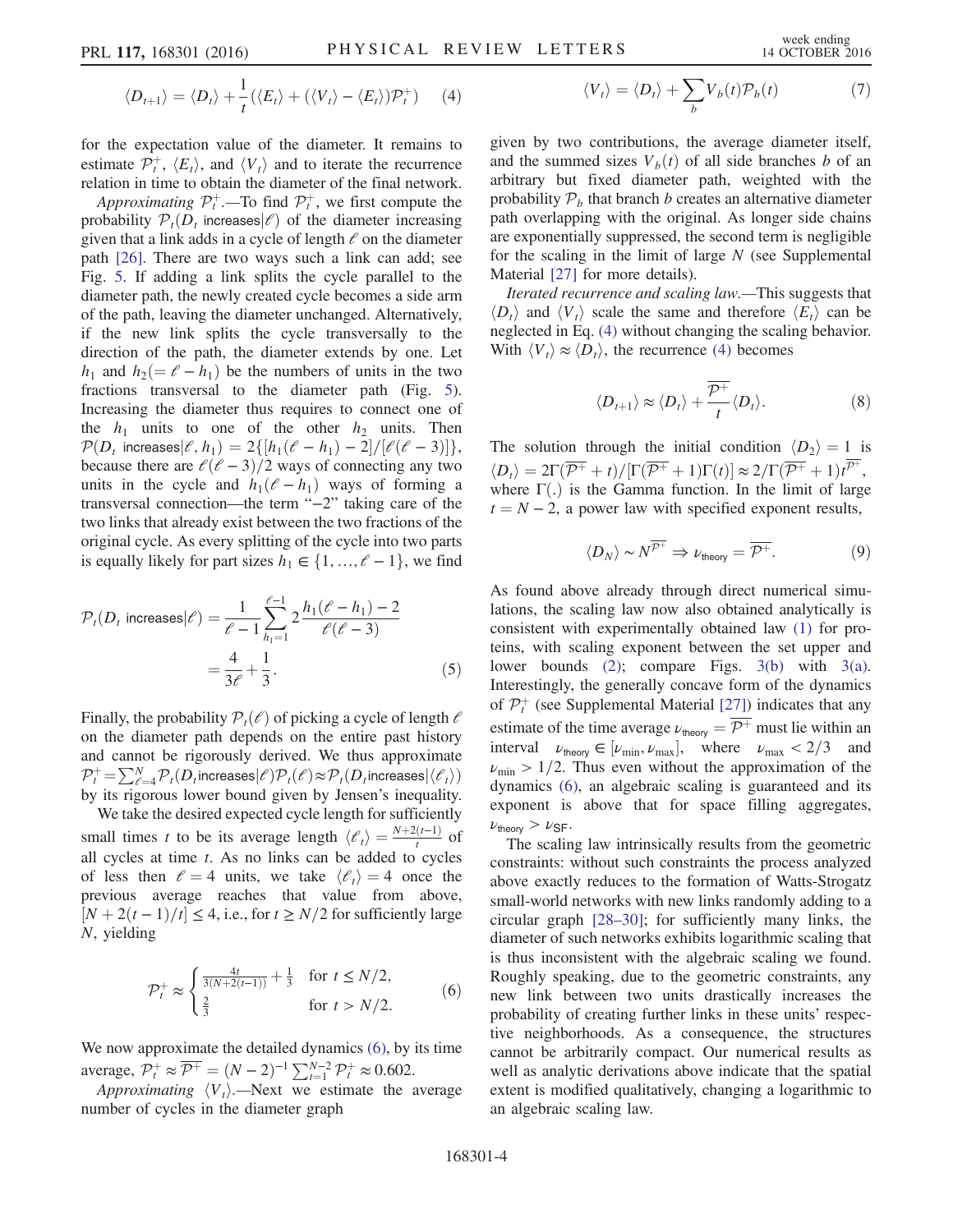$$\langle D_{t+1} \rangle = \langle D_t \rangle + \frac{1}{t}\left(\langle E_t \rangle + (\langle V_t \rangle - \langle E_t \rangle)\mathcal{P}_t^+\right) \quad (4)$$

for the expectation value of the diameter. It remains to estimate $\mathcal{P}_t^+$, $\langle E_t \rangle$, and $\langle V_t \rangle$ and to iterate the recurrence relation in time to obtain the diameter of the final network.

*Approximating* $\mathcal{P}_t^+$.—To find $\mathcal{P}_t^+$, we first compute the probability $\mathcal{P}_t(D_t \text{ increases}|\ell)$ of the diameter increasing given that a link adds in a cycle of length $\ell$ on the diameter path [26]. There are two ways such a link can add; see Fig. 5. If adding a link splits the cycle parallel to the diameter path, the newly created cycle becomes a side arm of the path, leaving the diameter unchanged. Alternatively, if the new link splits the cycle transversally to the direction of the path, the diameter extends by one. Let $h_1$ and $h_2 (= \ell - h_1)$ be the numbers of units in the two fractions transversal to the diameter path (Fig. 5). Increasing the diameter thus requires to connect one of the $h_1$ units to one of the other $h_2$ units. Then $\mathcal{P}(D_t \text{ increases}|\ell, h_1) = 2\{[h_1(\ell - h_1) - 2]/[\ell(\ell - 3)]\}$, because there are $\ell(\ell - 3)/2$ ways of connecting any two units in the cycle and $h_1(\ell - h_1)$ ways of forming a transversal connection—the term "$-2$" taking care of the two links that already exist between the two fractions of the original cycle. As every splitting of the cycle into two parts is equally likely for part sizes $h_1 \in \{1, ..., \ell - 1\}$, we find

$$\begin{aligned}\mathcal{P}_t(D_t \text{ increases}|\ell) &= \frac{1}{\ell - 1}\sum_{h_1=1}^{\ell-1} 2\frac{h_1(\ell - h_1) - 2}{\ell(\ell - 3)} \\ &= \frac{4}{3\ell} + \frac{1}{3}.\end{aligned} \quad (5)$$

Finally, the probability $\mathcal{P}_t(\ell)$ of picking a cycle of length $\ell$ on the diameter path depends on the entire past history and cannot be rigorously derived. We thus approximate $\mathcal{P}_t^+ = \sum_{\ell=4}^N \mathcal{P}_t(D_t \text{increases}|\ell)\mathcal{P}_t(\ell) \approx \mathcal{P}_t(D_t \text{increases}|\langle \ell_t \rangle)$ by its rigorous lower bound given by Jensen's inequality.

We take the desired expected cycle length for sufficiently small times $t$ to be its average length $\langle \ell_t \rangle = \frac{N+2(t-1)}{t}$ of all cycles at time $t$. As no links can be added to cycles of less then $\ell = 4$ units, we take $\langle \ell_t \rangle = 4$ once the previous average reaches that value from above, $[N + 2(t-1)/t] \leq 4$, i.e., for $t \geq N/2$ for sufficiently large $N$, yielding

$$\mathcal{P}_t^+ \approx \begin{cases} \frac{4t}{3(N+2(t-1))} + \frac{1}{3} & \text{for } t \leq N/2, \\ \frac{2}{3} & \text{for } t > N/2. \end{cases} \quad (6)$$

We now approximate the detailed dynamics (6), by its time average, $\mathcal{P}_t^+ \approx \overline{\mathcal{P}^+} = (N-2)^{-1}\sum_{t=1}^{N-2} \mathcal{P}_t^+ \approx 0.602$.

*Approximating* $\langle V_t \rangle$.—Next we estimate the average number of cycles in the diameter graph

$$\langle V_t \rangle = \langle D_t \rangle + \sum_b V_b(t)\mathcal{P}_b(t) \quad (7)$$

given by two contributions, the average diameter itself, and the summed sizes $V_b(t)$ of all side branches $b$ of an arbitrary but fixed diameter path, weighted with the probability $\mathcal{P}_b$ that branch $b$ creates an alternative diameter path overlapping with the original. As longer side chains are exponentially suppressed, the second term is negligible for the scaling in the limit of large $N$ (see Supplemental Material [27] for more details).

*Iterated recurrence and scaling law.*—This suggests that $\langle D_t \rangle$ and $\langle V_t \rangle$ scale the same and therefore $\langle E_t \rangle$ can be neglected in Eq. (4) without changing the scaling behavior. With $\langle V_t \rangle \approx \langle D_t \rangle$, the recurrence (4) becomes

$$\langle D_{t+1} \rangle \approx \langle D_t \rangle + \frac{\overline{\mathcal{P}^+}}{t}\langle D_t \rangle. \quad (8)$$

The solution through the initial condition $\langle D_2 \rangle = 1$ is $\langle D_t \rangle = 2\Gamma(\overline{\mathcal{P}^+} + t)/[\Gamma(\overline{\mathcal{P}^+} + 1)\Gamma(t)] \approx 2/\Gamma(\overline{\mathcal{P}^+} + 1)t^{\overline{\mathcal{P}^+}}$, where $\Gamma(.)$ is the Gamma function. In the limit of large $t = N - 2$, a power law with specified exponent results,

$$\langle D_N \rangle \sim N^{\overline{\mathcal{P}^+}} \Rightarrow \nu_{\text{theory}} = \overline{\mathcal{P}^+}. \quad (9)$$

As found above already through direct numerical simulations, the scaling law now also obtained analytically is consistent with experimentally obtained law (1) for proteins, with scaling exponent between the set upper and lower bounds (2); compare Figs. 3(b) with 3(a). Interestingly, the generally concave form of the dynamics of $\mathcal{P}_t^+$ (see Supplemental Material [27]) indicates that any estimate of the time average $\nu_{\text{theory}} = \overline{\mathcal{P}^+}$ must lie within an interval $\nu_{\text{theory}} \in [\nu_{\min}, \nu_{\max}]$, where $\nu_{\max} < 2/3$ and $\nu_{\min} > 1/2$. Thus even without the approximation of the dynamics (6), an algebraic scaling is guaranteed and its exponent is above that for space filling aggregates, $\nu_{\text{theory}} > \nu_{\text{SF}}$.

The scaling law intrinsically results from the geometric constraints: without such constraints the process analyzed above exactly reduces to the formation of Watts-Strogatz small-world networks with new links randomly adding to a circular graph [28–30]; for sufficiently many links, the diameter of such networks exhibits logarithmic scaling that is thus inconsistent with the algebraic scaling we found. Roughly speaking, due to the geometric constraints, any new link between two units drastically increases the probability of creating further links in these units' respective neighborhoods. As a consequence, the structures cannot be arbitrarily compact. Our numerical results as well as analytic derivations above indicate that the spatial extent is modified qualitatively, changing a logarithmic to an algebraic scaling law.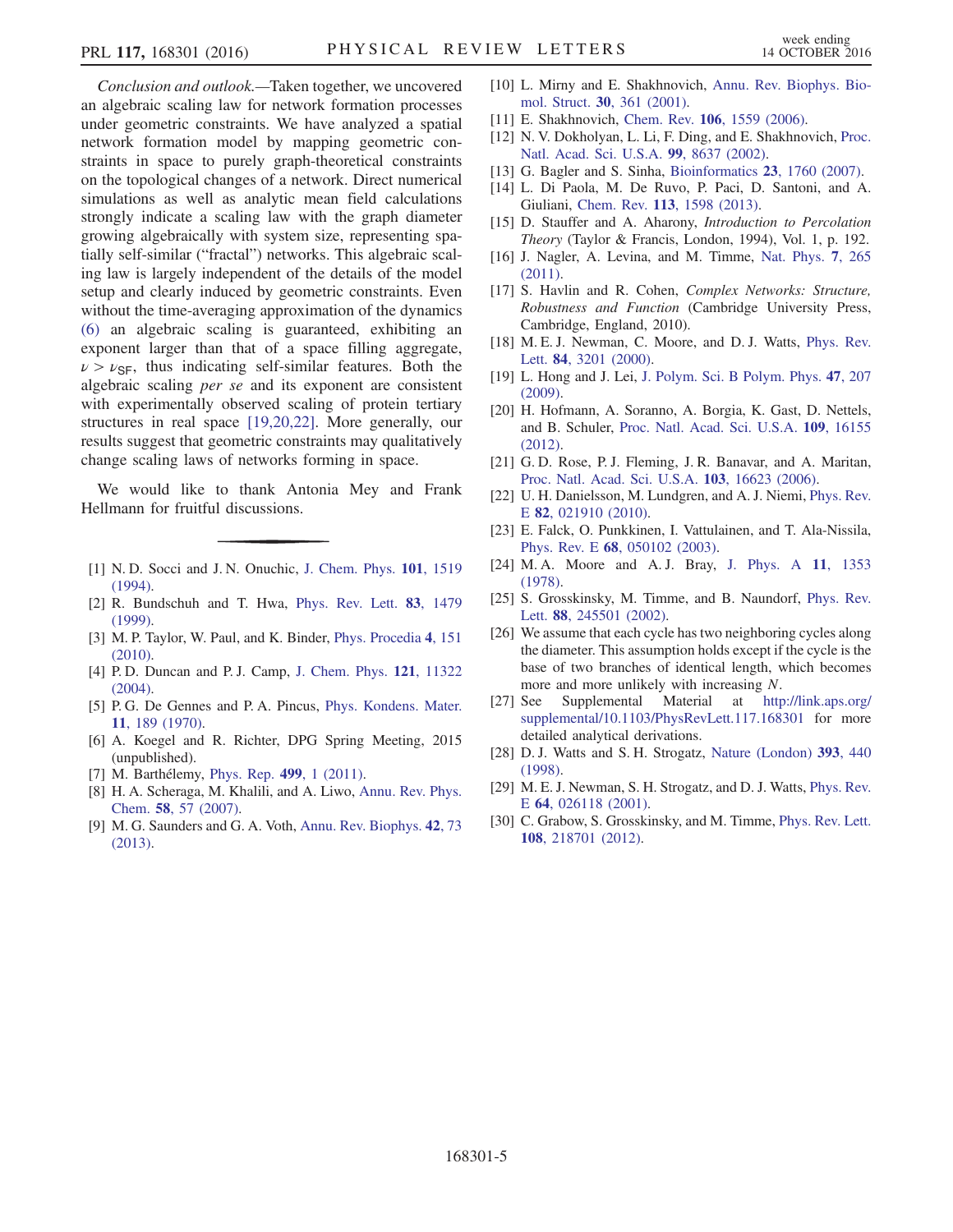*Conclusion and outlook.*—Taken together, we uncovered an algebraic scaling law for network formation processes under geometric constraints. We have analyzed a spatial network formation model by mapping geometric constraints in space to purely graph-theoretical constraints on the topological changes of a network. Direct numerical simulations as well as analytic mean field calculations strongly indicate a scaling law with the graph diameter growing algebraically with system size, representing spatially self-similar ("fractal") networks. This algebraic scaling law is largely independent of the details of the model setup and clearly induced by geometric constraints. Even without the time-averaging approximation of the dynamics (6) an algebraic scaling is guaranteed, exhibiting an exponent larger than that of a space filling aggregate, $\nu > \nu_{\mathrm{SF}}$, thus indicating self-similar features. Both the algebraic scaling *per se* and its exponent are consistent with experimentally observed scaling of protein tertiary structures in real space [19,20,22]. More generally, our results suggest that geometric constraints may qualitatively change scaling laws of networks forming in space.

We would like to thank Antonia Mey and Frank Hellmann for fruitful discussions.

---

[1] N. D. Socci and J. N. Onuchic, J. Chem. Phys. **101**, 1519 (1994).

[2] R. Bundschuh and T. Hwa, Phys. Rev. Lett. **83**, 1479 (1999).

[3] M. P. Taylor, W. Paul, and K. Binder, Phys. Procedia **4**, 151 (2010).

[4] P. D. Duncan and P. J. Camp, J. Chem. Phys. **121**, 11322 (2004).

[5] P. G. De Gennes and P. A. Pincus, Phys. Kondens. Mater. **11**, 189 (1970).

[6] A. Koegel and R. Richter, DPG Spring Meeting, 2015 (unpublished).

[7] M. Barthélemy, Phys. Rep. **499**, 1 (2011).

[8] H. A. Scheraga, M. Khalili, and A. Liwo, Annu. Rev. Phys. Chem. **58**, 57 (2007).

[9] M. G. Saunders and G. A. Voth, Annu. Rev. Biophys. **42**, 73 (2013).

[10] L. Mirny and E. Shakhnovich, Annu. Rev. Biophys. Biomol. Struct. **30**, 361 (2001).

[11] E. Shakhnovich, Chem. Rev. **106**, 1559 (2006).

[12] N. V. Dokholyan, L. Li, F. Ding, and E. Shakhnovich, Proc. Natl. Acad. Sci. U.S.A. **99**, 8637 (2002).

[13] G. Bagler and S. Sinha, Bioinformatics **23**, 1760 (2007).

[14] L. Di Paola, M. De Ruvo, P. Paci, D. Santoni, and A. Giuliani, Chem. Rev. **113**, 1598 (2013).

[15] D. Stauffer and A. Aharony, *Introduction to Percolation Theory* (Taylor & Francis, London, 1994), Vol. 1, p. 192.

[16] J. Nagler, A. Levina, and M. Timme, Nat. Phys. **7**, 265 (2011).

[17] S. Havlin and R. Cohen, *Complex Networks: Structure, Robustness and Function* (Cambridge University Press, Cambridge, England, 2010).

[18] M. E. J. Newman, C. Moore, and D. J. Watts, Phys. Rev. Lett. **84**, 3201 (2000).

[19] L. Hong and J. Lei, J. Polym. Sci. B Polym. Phys. **47**, 207 (2009).

[20] H. Hofmann, A. Soranno, A. Borgia, K. Gast, D. Nettels, and B. Schuler, Proc. Natl. Acad. Sci. U.S.A. **109**, 16155 (2012).

[21] G. D. Rose, P. J. Fleming, J. R. Banavar, and A. Maritan, Proc. Natl. Acad. Sci. U.S.A. **103**, 16623 (2006).

[22] U. H. Danielsson, M. Lundgren, and A. J. Niemi, Phys. Rev. E **82**, 021910 (2010).

[23] E. Falck, O. Punkkinen, I. Vattulainen, and T. Ala-Nissila, Phys. Rev. E **68**, 050102 (2003).

[24] M. A. Moore and A. J. Bray, J. Phys. A **11**, 1353 (1978).

[25] S. Grosskinsky, M. Timme, and B. Naundorf, Phys. Rev. Lett. **88**, 245501 (2002).

[26] We assume that each cycle has two neighboring cycles along the diameter. This assumption holds except if the cycle is the base of two branches of identical length, which becomes more and more unlikely with increasing $N$.

[27] See Supplemental Material at http://link.aps.org/supplemental/10.1103/PhysRevLett.117.168301 for more detailed analytical derivations.

[28] D. J. Watts and S. H. Strogatz, Nature (London) **393**, 440 (1998).

[29] M. E. J. Newman, S. H. Strogatz, and D. J. Watts, Phys. Rev. E **64**, 026118 (2001).

[30] C. Grabow, S. Grosskinsky, and M. Timme, Phys. Rev. Lett. **108**, 218701 (2012).